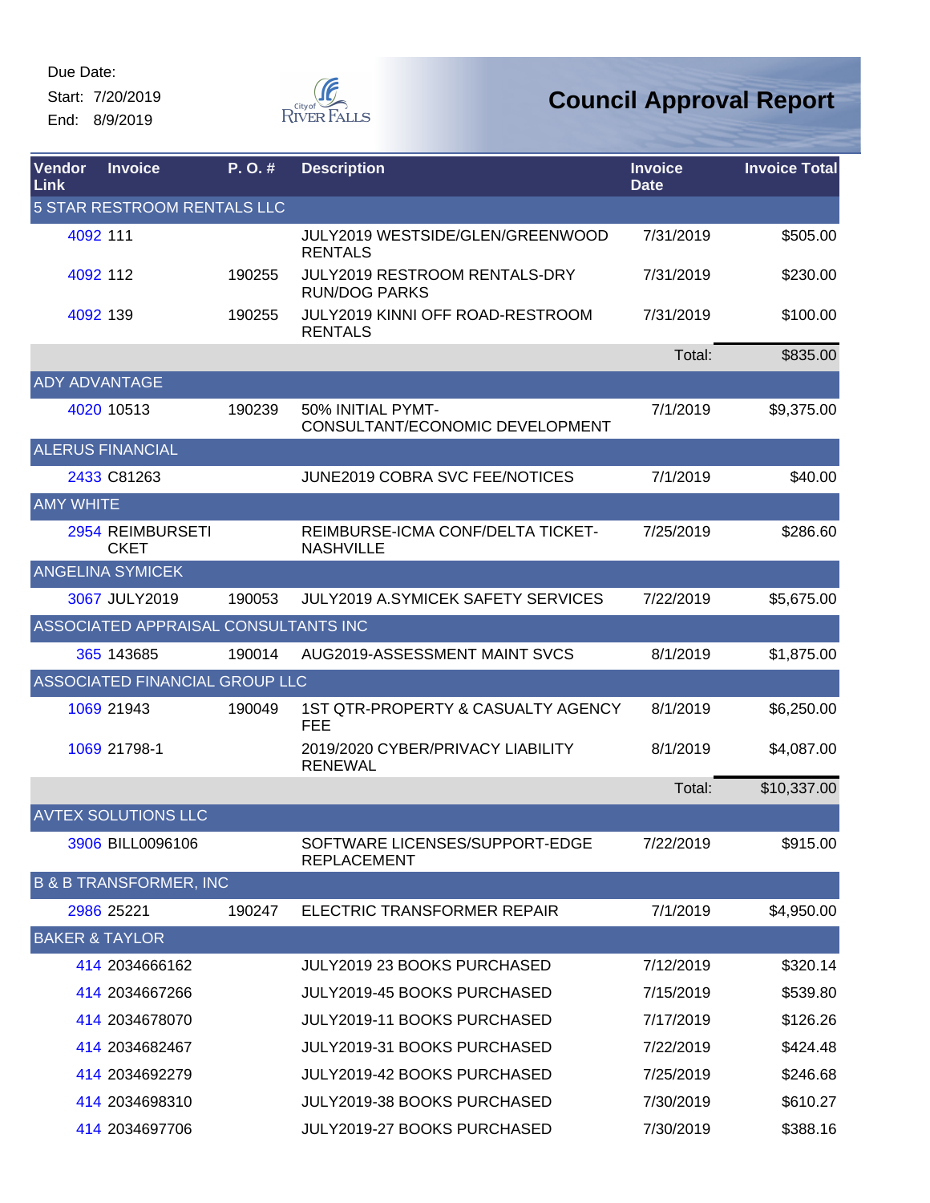Due Date:

Start: 7/20/2019

End: 8/9/2019

# Council Approval Report

| Vendor Link | Invoice | P. O. # | Description | Invoice Date | Invoice Total |
|---|---|---|---|---|---|
| **5 STAR RESTROOM RENTALS LLC** | | | | | |
| 4092 | 111 | | JULY2019 WESTSIDE/GLEN/GREENWOOD RENTALS | 7/31/2019 | $505.00 |
| 4092 | 112 | 190255 | JULY2019 RESTROOM RENTALS-DRY RUN/DOG PARKS | 7/31/2019 | $230.00 |
| 4092 | 139 | 190255 | JULY2019 KINNI OFF ROAD-RESTROOM RENTALS | 7/31/2019 | $100.00 |
| | | | | Total: | $835.00 |
| **ADY ADVANTAGE** | | | | | |
| 4020 | 10513 | 190239 | 50% INITIAL PYMT-CONSULTANT/ECONOMIC DEVELOPMENT | 7/1/2019 | $9,375.00 |
| **ALERUS FINANCIAL** | | | | | |
| 2433 | C81263 | | JUNE2019 COBRA SVC FEE/NOTICES | 7/1/2019 | $40.00 |
| **AMY WHITE** | | | | | |
| 2954 | REIMBURSETICKET | | REIMBURSE-ICMA CONF/DELTA TICKET-NASHVILLE | 7/25/2019 | $286.60 |
| **ANGELINA SYMICEK** | | | | | |
| 3067 | JULY2019 | 190053 | JULY2019 A.SYMICEK SAFETY SERVICES | 7/22/2019 | $5,675.00 |
| **ASSOCIATED APPRAISAL CONSULTANTS INC** | | | | | |
| 365 | 143685 | 190014 | AUG2019-ASSESSMENT MAINT SVCS | 8/1/2019 | $1,875.00 |
| **ASSOCIATED FINANCIAL GROUP LLC** | | | | | |
| 1069 | 21943 | 190049 | 1ST QTR-PROPERTY & CASUALTY AGENCY FEE | 8/1/2019 | $6,250.00 |
| 1069 | 21798-1 | | 2019/2020 CYBER/PRIVACY LIABILITY RENEWAL | 8/1/2019 | $4,087.00 |
| | | | | Total: | $10,337.00 |
| **AVTEX SOLUTIONS LLC** | | | | | |
| 3906 | BILL0096106 | | SOFTWARE LICENSES/SUPPORT-EDGE REPLACEMENT | 7/22/2019 | $915.00 |
| **B & B TRANSFORMER, INC** | | | | | |
| 2986 | 25221 | 190247 | ELECTRIC TRANSFORMER REPAIR | 7/1/2019 | $4,950.00 |
| **BAKER & TAYLOR** | | | | | |
| 414 | 2034666162 | | JULY2019 23 BOOKS PURCHASED | 7/12/2019 | $320.14 |
| 414 | 2034667266 | | JULY2019-45 BOOKS PURCHASED | 7/15/2019 | $539.80 |
| 414 | 2034678070 | | JULY2019-11 BOOKS PURCHASED | 7/17/2019 | $126.26 |
| 414 | 2034682467 | | JULY2019-31 BOOKS PURCHASED | 7/22/2019 | $424.48 |
| 414 | 2034692279 | | JULY2019-42 BOOKS PURCHASED | 7/25/2019 | $246.68 |
| 414 | 2034698310 | | JULY2019-38 BOOKS PURCHASED | 7/30/2019 | $610.27 |
| 414 | 2034697706 | | JULY2019-27 BOOKS PURCHASED | 7/30/2019 | $388.16 |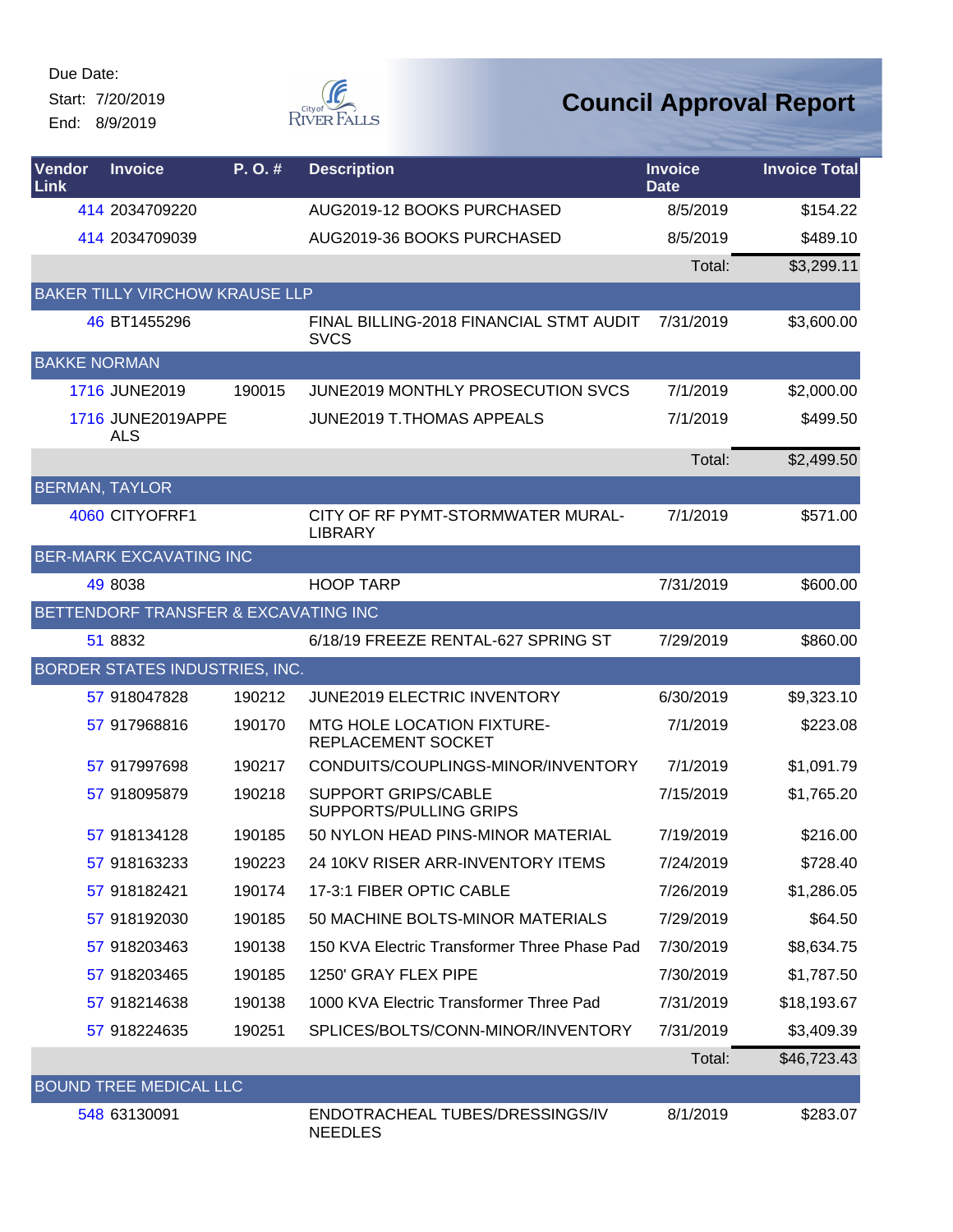Due Date:

Start: 7/20/2019

End: 8/9/2019

# Council Approval Report

| Vendor Link | Invoice | P. O. # | Description | Invoice Date | Invoice Total |
|---|---|---|---|---|---|
| 414 | 2034709220 | | AUG2019-12 BOOKS PURCHASED | 8/5/2019 | $154.22 |
| 414 | 2034709039 | | AUG2019-36 BOOKS PURCHASED | 8/5/2019 | $489.10 |
| | | | | Total: | $3,299.11 |
| BAKER TILLY VIRCHOW KRAUSE LLP | | | | | |
| 46 | BT1455296 | | FINAL BILLING-2018 FINANCIAL STMT AUDIT SVCS | 7/31/2019 | $3,600.00 |
| BAKKE NORMAN | | | | | |
| 1716 | JUNE2019 | 190015 | JUNE2019 MONTHLY PROSECUTION SVCS | 7/1/2019 | $2,000.00 |
| 1716 | JUNE2019APPEALS | | JUNE2019 T.THOMAS APPEALS | 7/1/2019 | $499.50 |
| | | | | Total: | $2,499.50 |
| BERMAN, TAYLOR | | | | | |
| 4060 | CITYOFRF1 | | CITY OF RF PYMT-STORMWATER MURAL-LIBRARY | 7/1/2019 | $571.00 |
| BER-MARK EXCAVATING INC | | | | | |
| 49 | 8038 | | HOOP TARP | 7/31/2019 | $600.00 |
| BETTENDORF TRANSFER & EXCAVATING INC | | | | | |
| 51 | 8832 | | 6/18/19 FREEZE RENTAL-627 SPRING ST | 7/29/2019 | $860.00 |
| BORDER STATES INDUSTRIES, INC. | | | | | |
| 57 | 918047828 | 190212 | JUNE2019 ELECTRIC INVENTORY | 6/30/2019 | $9,323.10 |
| 57 | 917968816 | 190170 | MTG HOLE LOCATION FIXTURE-REPLACEMENT SOCKET | 7/1/2019 | $223.08 |
| 57 | 917997698 | 190217 | CONDUITS/COUPLINGS-MINOR/INVENTORY | 7/1/2019 | $1,091.79 |
| 57 | 918095879 | 190218 | SUPPORT GRIPS/CABLE SUPPORTS/PULLING GRIPS | 7/15/2019 | $1,765.20 |
| 57 | 918134128 | 190185 | 50 NYLON HEAD PINS-MINOR MATERIAL | 7/19/2019 | $216.00 |
| 57 | 918163233 | 190223 | 24 10KV RISER ARR-INVENTORY ITEMS | 7/24/2019 | $728.40 |
| 57 | 918182421 | 190174 | 17-3:1 FIBER OPTIC CABLE | 7/26/2019 | $1,286.05 |
| 57 | 918192030 | 190185 | 50 MACHINE BOLTS-MINOR MATERIALS | 7/29/2019 | $64.50 |
| 57 | 918203463 | 190138 | 150 KVA Electric Transformer Three Phase Pad | 7/30/2019 | $8,634.75 |
| 57 | 918203465 | 190185 | 1250' GRAY FLEX PIPE | 7/30/2019 | $1,787.50 |
| 57 | 918214638 | 190138 | 1000 KVA Electric Transformer Three Pad | 7/31/2019 | $18,193.67 |
| 57 | 918224635 | 190251 | SPLICES/BOLTS/CONN-MINOR/INVENTORY | 7/31/2019 | $3,409.39 |
| | | | | Total: | $46,723.43 |
| BOUND TREE MEDICAL LLC | | | | | |
| 548 | 63130091 | | ENDOTRACHEAL TUBES/DRESSINGS/IV NEEDLES | 8/1/2019 | $283.07 |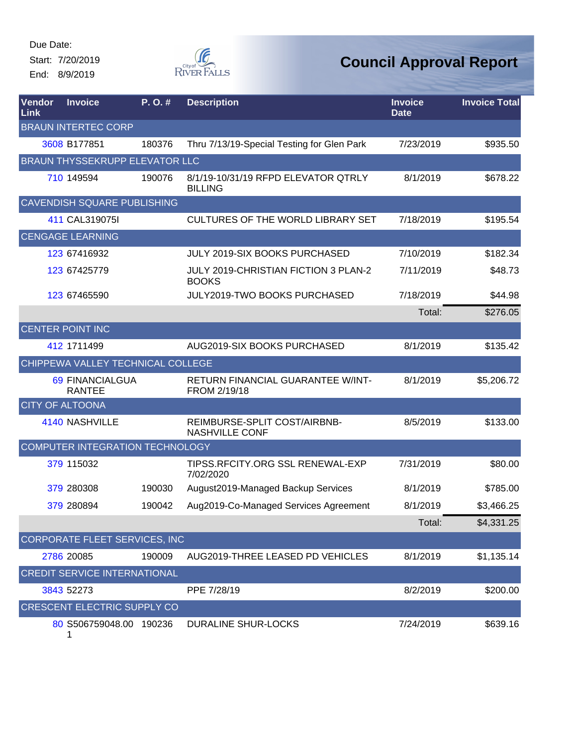Due Date:

Start: 7/20/2019

End: 8/9/2019

# Council Approval Report

| Vendor Link | Invoice | P. O. # | Description | Invoice Date | Invoice Total |
|---|---|---|---|---|---|
| BRAUN INTERTEC CORP | | | | | |
| 3608 | B177851 | 180376 | Thru 7/13/19-Special Testing for Glen Park | 7/23/2019 | $935.50 |
| BRAUN THYSSEKRUPP ELEVATOR LLC | | | | | |
| 710 | 149594 | 190076 | 8/1/19-10/31/19 RFPD ELEVATOR QTRLY BILLING | 8/1/2019 | $678.22 |
| CAVENDISH SQUARE PUBLISHING | | | | | |
| 411 | CAL319075I | | CULTURES OF THE WORLD LIBRARY SET | 7/18/2019 | $195.54 |
| CENGAGE LEARNING | | | | | |
| 123 | 67416932 | | JULY 2019-SIX BOOKS PURCHASED | 7/10/2019 | $182.34 |
| 123 | 67425779 | | JULY 2019-CHRISTIAN FICTION 3 PLAN-2 BOOKS | 7/11/2019 | $48.73 |
| 123 | 67465590 | | JULY2019-TWO BOOKS PURCHASED | 7/18/2019 | $44.98 |
| | | | | Total: | $276.05 |
| CENTER POINT INC | | | | | |
| 412 | 1711499 | | AUG2019-SIX BOOKS PURCHASED | 8/1/2019 | $135.42 |
| CHIPPEWA VALLEY TECHNICAL COLLEGE | | | | | |
| 69 | FINANCIALGUARANTEE | | RETURN FINANCIAL GUARANTEE W/INT-FROM 2/19/18 | 8/1/2019 | $5,206.72 |
| CITY OF ALTOONA | | | | | |
| 4140 | NASHVILLE | | REIMBURSE-SPLIT COST/AIRBNB-NASHVILLE CONF | 8/5/2019 | $133.00 |
| COMPUTER INTEGRATION TECHNOLOGY | | | | | |
| 379 | 115032 | | TIPSS.RFCITY.ORG SSL RENEWAL-EXP 7/02/2020 | 7/31/2019 | $80.00 |
| 379 | 280308 | 190030 | August2019-Managed Backup Services | 8/1/2019 | $785.00 |
| 379 | 280894 | 190042 | Aug2019-Co-Managed Services Agreement | 8/1/2019 | $3,466.25 |
| | | | | Total: | $4,331.25 |
| CORPORATE FLEET SERVICES, INC | | | | | |
| 2786 | 20085 | 190009 | AUG2019-THREE LEASED PD VEHICLES | 8/1/2019 | $1,135.14 |
| CREDIT SERVICE INTERNATIONAL | | | | | |
| 3843 | 52273 | | PPE 7/28/19 | 8/2/2019 | $200.00 |
| CRESCENT ELECTRIC SUPPLY CO | | | | | |
| 80 | S506759048.001 | 190236 | DURALINE SHUR-LOCKS | 7/24/2019 | $639.16 |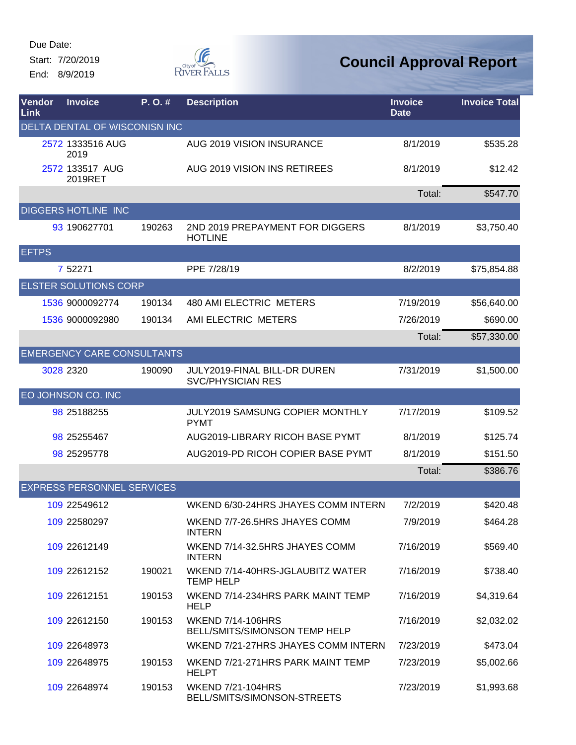Due Date:

Start: 7/20/2019

End: 8/9/2019

# Council Approval Report

| Vendor Link | Invoice | P. O. # | Description | Invoice Date | Invoice Total |
|---|---|---|---|---|---|
| DELTA DENTAL OF WICONISN INC | | | | | |
| 2572 | 1333516 AUG 2019 | | AUG 2019 VISION INSURANCE | 8/1/2019 | $535.28 |
| 2572 | 133517 AUG 2019RET | | AUG 2019 VISION INS RETIREES | 8/1/2019 | $12.42 |
| | | | | Total: | $547.70 |
| DIGGERS HOTLINE INC | | | | | |
| 93 | 190627701 | 190263 | 2ND 2019 PREPAYMENT FOR DIGGERS HOTLINE | 8/1/2019 | $3,750.40 |
| EFTPS | | | | | |
| 7 | 52271 | | PPE 7/28/19 | 8/2/2019 | $75,854.88 |
| ELSTER SOLUTIONS CORP | | | | | |
| 1536 | 9000092774 | 190134 | 480 AMI ELECTRIC METERS | 7/19/2019 | $56,640.00 |
| 1536 | 9000092980 | 190134 | AMI ELECTRIC METERS | 7/26/2019 | $690.00 |
| | | | | Total: | $57,330.00 |
| EMERGENCY CARE CONSULTANTS | | | | | |
| 3028 | 2320 | 190090 | JULY2019-FINAL BILL-DR DUREN SVC/PHYSICIAN RES | 7/31/2019 | $1,500.00 |
| EO JOHNSON CO. INC | | | | | |
| 98 | 25188255 | | JULY2019 SAMSUNG COPIER MONTHLY PYMT | 7/17/2019 | $109.52 |
| 98 | 25255467 | | AUG2019-LIBRARY RICOH BASE PYMT | 8/1/2019 | $125.74 |
| 98 | 25295778 | | AUG2019-PD RICOH COPIER BASE PYMT | 8/1/2019 | $151.50 |
| | | | | Total: | $386.76 |
| EXPRESS PERSONNEL SERVICES | | | | | |
| 109 | 22549612 | | WKEND 6/30-24HRS JHAYES COMM INTERN | 7/2/2019 | $420.48 |
| 109 | 22580297 | | WKEND 7/7-26.5HRS JHAYES COMM INTERN | 7/9/2019 | $464.28 |
| 109 | 22612149 | | WKEND 7/14-32.5HRS JHAYES COMM INTERN | 7/16/2019 | $569.40 |
| 109 | 22612152 | 190021 | WKEND 7/14-40HRS-JGLAUBITZ WATER TEMP HELP | 7/16/2019 | $738.40 |
| 109 | 22612151 | 190153 | WKEND 7/14-234HRS PARK MAINT TEMP HELP | 7/16/2019 | $4,319.64 |
| 109 | 22612150 | 190153 | WKEND 7/14-106HRS BELL/SMITS/SIMONSON TEMP HELP | 7/16/2019 | $2,032.02 |
| 109 | 22648973 | | WKEND 7/21-27HRS JHAYES COMM INTERN | 7/23/2019 | $473.04 |
| 109 | 22648975 | 190153 | WKEND 7/21-271HRS PARK MAINT TEMP HELPT | 7/23/2019 | $5,002.66 |
| 109 | 22648974 | 190153 | WKEND 7/21-104HRS BELL/SMITS/SIMONSON-STREETS | 7/23/2019 | $1,993.68 |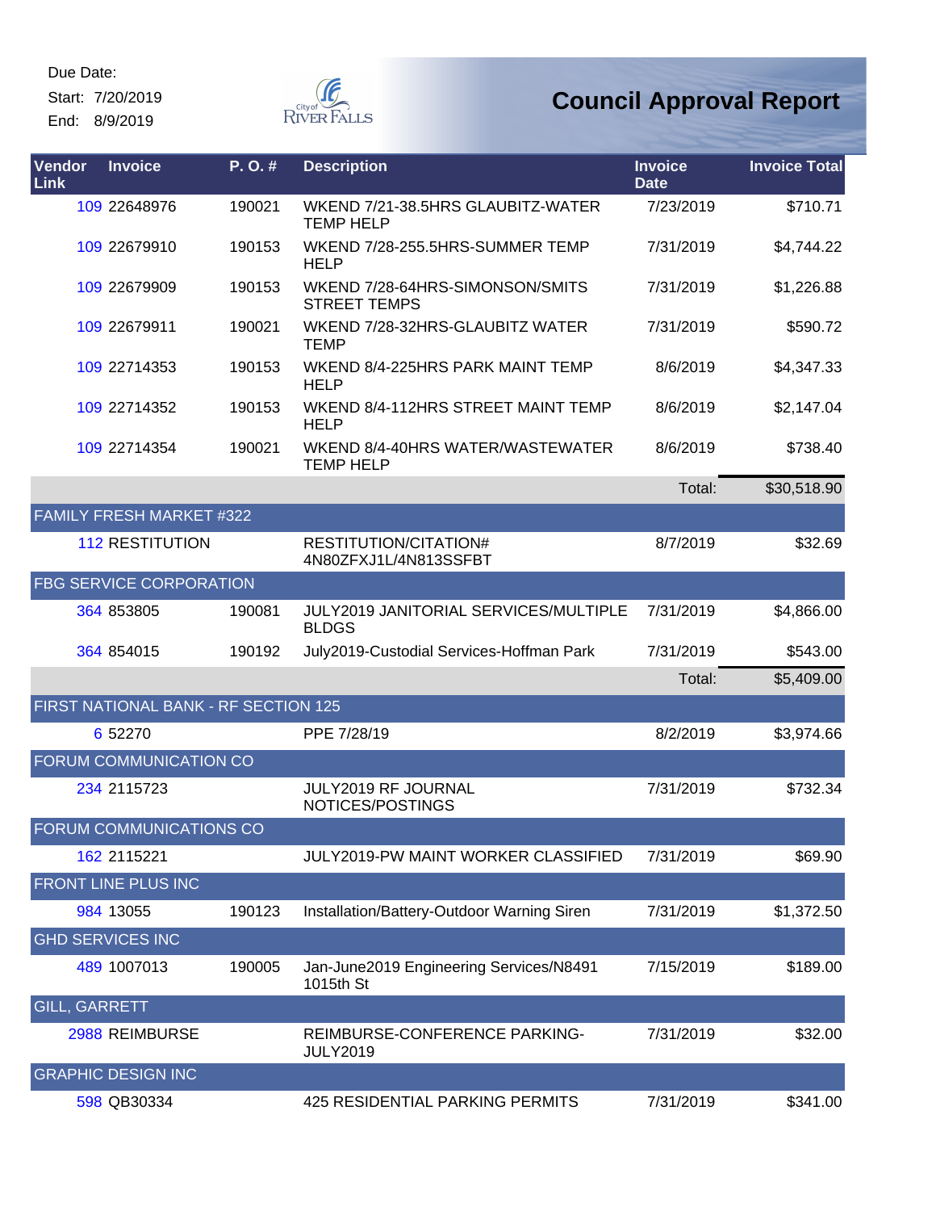Due Date:

Start: 7/20/2019

End: 8/9/2019

# Council Approval Report

| Vendor Link | Invoice | P. O. # | Description | Invoice Date | Invoice Total |
|---|---|---|---|---|---|
| 109 | 22648976 | 190021 | WKEND 7/21-38.5HRS GLAUBITZ-WATER TEMP HELP | 7/23/2019 | $710.71 |
| 109 | 22679910 | 190153 | WKEND 7/28-255.5HRS-SUMMER TEMP HELP | 7/31/2019 | $4,744.22 |
| 109 | 22679909 | 190153 | WKEND 7/28-64HRS-SIMONSON/SMITS STREET TEMPS | 7/31/2019 | $1,226.88 |
| 109 | 22679911 | 190021 | WKEND 7/28-32HRS-GLAUBITZ WATER TEMP | 7/31/2019 | $590.72 |
| 109 | 22714353 | 190153 | WKEND 8/4-225HRS PARK MAINT TEMP HELP | 8/6/2019 | $4,347.33 |
| 109 | 22714352 | 190153 | WKEND 8/4-112HRS STREET MAINT TEMP HELP | 8/6/2019 | $2,147.04 |
| 109 | 22714354 | 190021 | WKEND 8/4-40HRS WATER/WASTEWATER TEMP HELP | 8/6/2019 | $738.40 |
| | | | | Total: | $30,518.90 |
| FAMILY FRESH MARKET #322 | | | | | |
| 112 | RESTITUTION | | RESTITUTION/CITATION# 4N80ZFXJ1L/4N813SSFBT | 8/7/2019 | $32.69 |
| FBG SERVICE CORPORATION | | | | | |
| 364 | 853805 | 190081 | JULY2019 JANITORIAL SERVICES/MULTIPLE BLDGS | 7/31/2019 | $4,866.00 |
| 364 | 854015 | 190192 | July2019-Custodial Services-Hoffman Park | 7/31/2019 | $543.00 |
| | | | | Total: | $5,409.00 |
| FIRST NATIONAL BANK - RF SECTION 125 | | | | | |
| 6 | 52270 | | PPE 7/28/19 | 8/2/2019 | $3,974.66 |
| FORUM COMMUNICATION CO | | | | | |
| 234 | 2115723 | | JULY2019 RF JOURNAL NOTICES/POSTINGS | 7/31/2019 | $732.34 |
| FORUM COMMUNICATIONS CO | | | | | |
| 162 | 2115221 | | JULY2019-PW MAINT WORKER CLASSIFIED | 7/31/2019 | $69.90 |
| FRONT LINE PLUS INC | | | | | |
| 984 | 13055 | 190123 | Installation/Battery-Outdoor Warning Siren | 7/31/2019 | $1,372.50 |
| GHD SERVICES INC | | | | | |
| 489 | 1007013 | 190005 | Jan-June2019 Engineering Services/N8491 1015th St | 7/15/2019 | $189.00 |
| GILL, GARRETT | | | | | |
| 2988 | REIMBURSE | | REIMBURSE-CONFERENCE PARKING-JULY2019 | 7/31/2019 | $32.00 |
| GRAPHIC DESIGN INC | | | | | |
| 598 | QB30334 | | 425 RESIDENTIAL PARKING PERMITS | 7/31/2019 | $341.00 |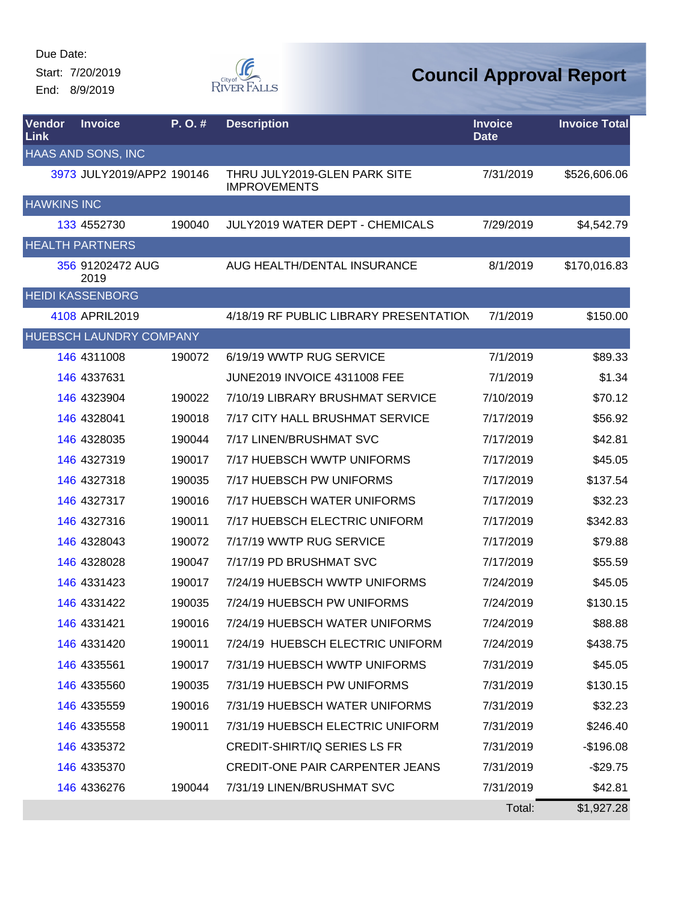Due Date:
Start: 7/20/2019
End: 8/9/2019

# Council Approval Report

| Vendor Link | Invoice | P. O. # | Description | Invoice Date | Invoice Total |
|---|---|---|---|---|---|
| HAAS AND SONS, INC | | | | | |
| 3973 | JULY2019/APP2 | 190146 | THRU JULY2019-GLEN PARK SITE IMPROVEMENTS | 7/31/2019 | $526,606.06 |
| HAWKINS INC | | | | | |
| 133 | 4552730 | 190040 | JULY2019 WATER DEPT - CHEMICALS | 7/29/2019 | $4,542.79 |
| HEALTH PARTNERS | | | | | |
| 356 | 91202472 AUG 2019 | | AUG HEALTH/DENTAL INSURANCE | 8/1/2019 | $170,016.83 |
| HEIDI KASSENBORG | | | | | |
| 4108 | APRIL2019 | | 4/18/19 RF PUBLIC LIBRARY PRESENTATION | 7/1/2019 | $150.00 |
| HUEBSCH LAUNDRY COMPANY | | | | | |
| 146 | 4311008 | 190072 | 6/19/19 WWTP RUG SERVICE | 7/1/2019 | $89.33 |
| 146 | 4337631 | | JUNE2019 INVOICE 4311008 FEE | 7/1/2019 | $1.34 |
| 146 | 4323904 | 190022 | 7/10/19 LIBRARY BRUSHMAT SERVICE | 7/10/2019 | $70.12 |
| 146 | 4328041 | 190018 | 7/17 CITY HALL BRUSHMAT SERVICE | 7/17/2019 | $56.92 |
| 146 | 4328035 | 190044 | 7/17 LINEN/BRUSHMAT SVC | 7/17/2019 | $42.81 |
| 146 | 4327319 | 190017 | 7/17 HUEBSCH WWTP UNIFORMS | 7/17/2019 | $45.05 |
| 146 | 4327318 | 190035 | 7/17 HUEBSCH PW UNIFORMS | 7/17/2019 | $137.54 |
| 146 | 4327317 | 190016 | 7/17 HUEBSCH WATER UNIFORMS | 7/17/2019 | $32.23 |
| 146 | 4327316 | 190011 | 7/17 HUEBSCH ELECTRIC UNIFORM | 7/17/2019 | $342.83 |
| 146 | 4328043 | 190072 | 7/17/19 WWTP RUG SERVICE | 7/17/2019 | $79.88 |
| 146 | 4328028 | 190047 | 7/17/19 PD BRUSHMAT SVC | 7/17/2019 | $55.59 |
| 146 | 4331423 | 190017 | 7/24/19 HUEBSCH WWTP UNIFORMS | 7/24/2019 | $45.05 |
| 146 | 4331422 | 190035 | 7/24/19 HUEBSCH PW UNIFORMS | 7/24/2019 | $130.15 |
| 146 | 4331421 | 190016 | 7/24/19 HUEBSCH WATER UNIFORMS | 7/24/2019 | $88.88 |
| 146 | 4331420 | 190011 | 7/24/19 HUEBSCH ELECTRIC UNIFORM | 7/24/2019 | $438.75 |
| 146 | 4335561 | 190017 | 7/31/19 HUEBSCH WWTP UNIFORMS | 7/31/2019 | $45.05 |
| 146 | 4335560 | 190035 | 7/31/19 HUEBSCH PW UNIFORMS | 7/31/2019 | $130.15 |
| 146 | 4335559 | 190016 | 7/31/19 HUEBSCH WATER UNIFORMS | 7/31/2019 | $32.23 |
| 146 | 4335558 | 190011 | 7/31/19 HUEBSCH ELECTRIC UNIFORM | 7/31/2019 | $246.40 |
| 146 | 4335372 | | CREDIT-SHIRT/IQ SERIES LS FR | 7/31/2019 | -$196.08 |
| 146 | 4335370 | | CREDIT-ONE PAIR CARPENTER JEANS | 7/31/2019 | -$29.75 |
| 146 | 4336276 | 190044 | 7/31/19 LINEN/BRUSHMAT SVC | 7/31/2019 | $42.81 |
| | | | | Total: | $1,927.28 |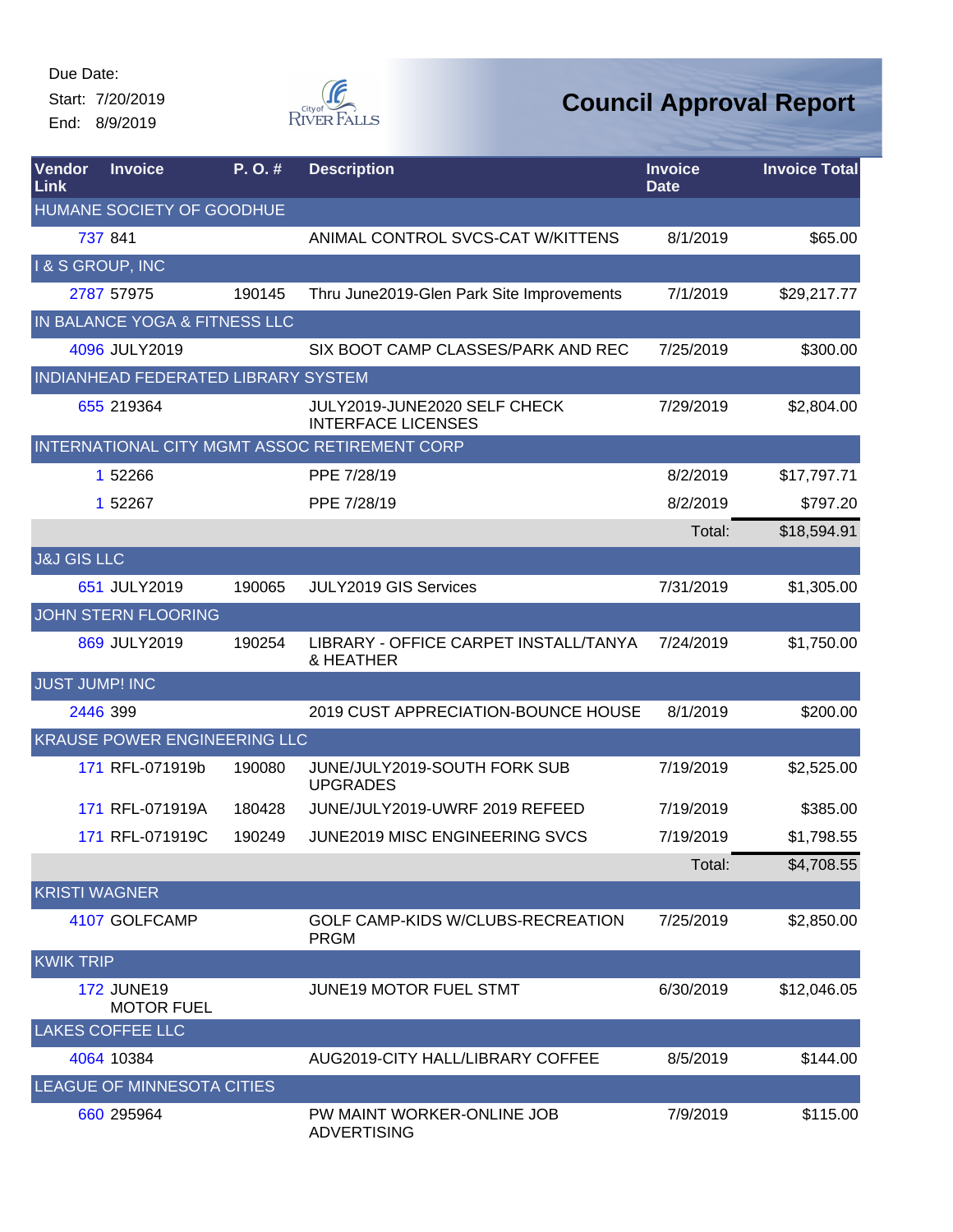Due Date:

Start: 7/20/2019

End: 8/9/2019

# Council Approval Report

| Vendor Link | Invoice | P. O. # | Description | Invoice Date | Invoice Total |
|---|---|---|---|---|---|
| HUMANE SOCIETY OF GOODHUE | | | | | |
| 737 | 841 | | ANIMAL CONTROL SVCS-CAT W/KITTENS | 8/1/2019 | $65.00 |
| I & S GROUP, INC | | | | | |
| 2787 | 57975 | 190145 | Thru June2019-Glen Park Site Improvements | 7/1/2019 | $29,217.77 |
| IN BALANCE YOGA & FITNESS LLC | | | | | |
| 4096 | JULY2019 | | SIX BOOT CAMP CLASSES/PARK AND REC | 7/25/2019 | $300.00 |
| INDIANHEAD FEDERATED LIBRARY SYSTEM | | | | | |
| 655 | 219364 | | JULY2019-JUNE2020 SELF CHECK INTERFACE LICENSES | 7/29/2019 | $2,804.00 |
| INTERNATIONAL CITY MGMT ASSOC RETIREMENT CORP | | | | | |
| 1 | 52266 | | PPE 7/28/19 | 8/2/2019 | $17,797.71 |
| 1 | 52267 | | PPE 7/28/19 | 8/2/2019 | $797.20 |
| | | | | Total: | $18,594.91 |
| J&J GIS LLC | | | | | |
| 651 | JULY2019 | 190065 | JULY2019 GIS Services | 7/31/2019 | $1,305.00 |
| JOHN STERN FLOORING | | | | | |
| 869 | JULY2019 | 190254 | LIBRARY - OFFICE CARPET INSTALL/TANYA & HEATHER | 7/24/2019 | $1,750.00 |
| JUST JUMP! INC | | | | | |
| 2446 | 399 | | 2019 CUST APPRECIATION-BOUNCE HOUSE | 8/1/2019 | $200.00 |
| KRAUSE POWER ENGINEERING LLC | | | | | |
| 171 | RFL-071919b | 190080 | JUNE/JULY2019-SOUTH FORK SUB UPGRADES | 7/19/2019 | $2,525.00 |
| 171 | RFL-071919A | 180428 | JUNE/JULY2019-UWRF 2019 REFEED | 7/19/2019 | $385.00 |
| 171 | RFL-071919C | 190249 | JUNE2019 MISC ENGINEERING SVCS | 7/19/2019 | $1,798.55 |
| | | | | Total: | $4,708.55 |
| KRISTI WAGNER | | | | | |
| 4107 | GOLFCAMP | | GOLF CAMP-KIDS W/CLUBS-RECREATION PRGM | 7/25/2019 | $2,850.00 |
| KWIK TRIP | | | | | |
| 172 | JUNE19 MOTOR FUEL | | JUNE19 MOTOR FUEL STMT | 6/30/2019 | $12,046.05 |
| LAKES COFFEE LLC | | | | | |
| 4064 | 10384 | | AUG2019-CITY HALL/LIBRARY COFFEE | 8/5/2019 | $144.00 |
| LEAGUE OF MINNESOTA CITIES | | | | | |
| 660 | 295964 | | PW MAINT WORKER-ONLINE JOB ADVERTISING | 7/9/2019 | $115.00 |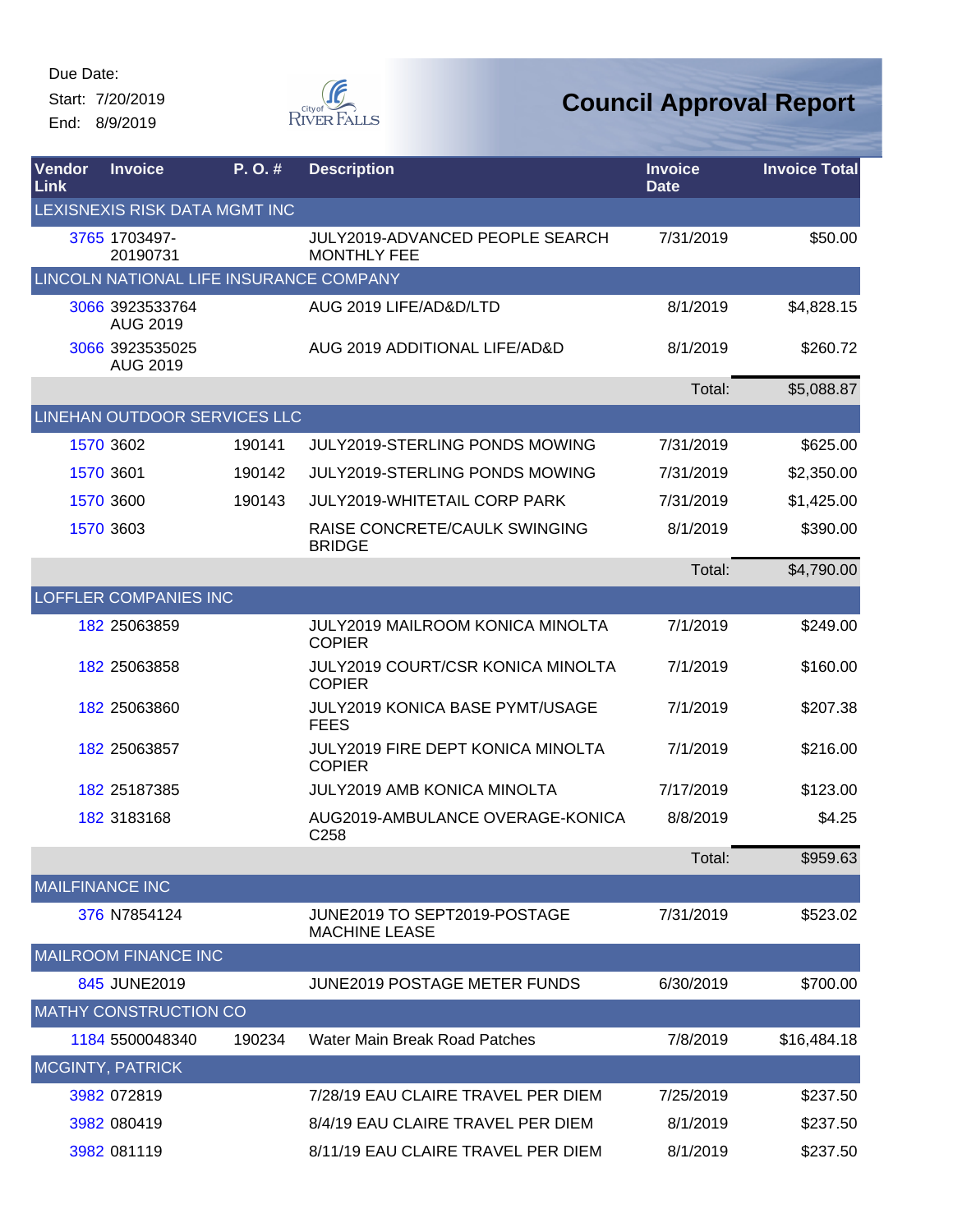Due Date:
Start: 7/20/2019
End: 8/9/2019

# Council Approval Report

| Vendor Link | Invoice | P. O. # | Description | Invoice Date | Invoice Total |
|---|---|---|---|---|---|
| LEXISNEXIS RISK DATA MGMT INC | | | | | |
| 3765 | 1703497-20190731 | | JULY2019-ADVANCED PEOPLE SEARCH MONTHLY FEE | 7/31/2019 | $50.00 |
| LINCOLN NATIONAL LIFE INSURANCE COMPANY | | | | | |
| 3066 | 3923533764 AUG 2019 | | AUG 2019 LIFE/AD&D/LTD | 8/1/2019 | $4,828.15 |
| 3066 | 3923535025 AUG 2019 | | AUG 2019 ADDITIONAL LIFE/AD&D | 8/1/2019 | $260.72 |
| | | | | Total: | $5,088.87 |
| LINEHAN OUTDOOR SERVICES LLC | | | | | |
| 1570 | 3602 | 190141 | JULY2019-STERLING PONDS MOWING | 7/31/2019 | $625.00 |
| 1570 | 3601 | 190142 | JULY2019-STERLING PONDS MOWING | 7/31/2019 | $2,350.00 |
| 1570 | 3600 | 190143 | JULY2019-WHITETAIL CORP PARK | 7/31/2019 | $1,425.00 |
| 1570 | 3603 | | RAISE CONCRETE/CAULK SWINGING BRIDGE | 8/1/2019 | $390.00 |
| | | | | Total: | $4,790.00 |
| LOFFLER COMPANIES INC | | | | | |
| 182 | 25063859 | | JULY2019 MAILROOM KONICA MINOLTA COPIER | 7/1/2019 | $249.00 |
| 182 | 25063858 | | JULY2019 COURT/CSR KONICA MINOLTA COPIER | 7/1/2019 | $160.00 |
| 182 | 25063860 | | JULY2019 KONICA BASE PYMT/USAGE FEES | 7/1/2019 | $207.38 |
| 182 | 25063857 | | JULY2019 FIRE DEPT KONICA MINOLTA COPIER | 7/1/2019 | $216.00 |
| 182 | 25187385 | | JULY2019 AMB KONICA MINOLTA | 7/17/2019 | $123.00 |
| 182 | 3183168 | | AUG2019-AMBULANCE OVERAGE-KONICA C258 | 8/8/2019 | $4.25 |
| | | | | Total: | $959.63 |
| MAILFINANCE INC | | | | | |
| 376 | N7854124 | | JUNE2019 TO SEPT2019-POSTAGE MACHINE LEASE | 7/31/2019 | $523.02 |
| MAILROOM FINANCE INC | | | | | |
| 845 | JUNE2019 | | JUNE2019 POSTAGE METER FUNDS | 6/30/2019 | $700.00 |
| MATHY CONSTRUCTION CO | | | | | |
| 1184 | 5500048340 | 190234 | Water Main Break Road Patches | 7/8/2019 | $16,484.18 |
| MCGINTY, PATRICK | | | | | |
| 3982 | 072819 | | 7/28/19 EAU CLAIRE TRAVEL PER DIEM | 7/25/2019 | $237.50 |
| 3982 | 080419 | | 8/4/19 EAU CLAIRE TRAVEL PER DIEM | 8/1/2019 | $237.50 |
| 3982 | 081119 | | 8/11/19 EAU CLAIRE TRAVEL PER DIEM | 8/1/2019 | $237.50 |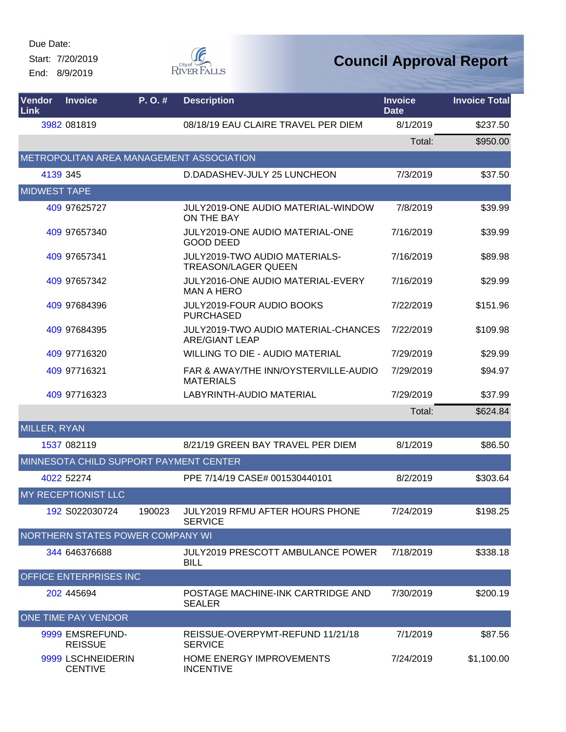Due Date:
Start: 7/20/2019
End: 8/9/2019

# Council Approval Report

| Vendor Link | Invoice | P. O. # | Description | Invoice Date | Invoice Total |
|---|---|---|---|---|---|
| 3982 | 081819 | | 08/18/19 EAU CLAIRE TRAVEL PER DIEM | 8/1/2019 | $237.50 |
| | | | | Total: | $950.00 |
| METROPOLITAN AREA MANAGEMENT ASSOCIATION | | | | | |
| 4139 | 345 | | D.DADASHEV-JULY 25 LUNCHEON | 7/3/2019 | $37.50 |
| MIDWEST TAPE | | | | | |
| 409 | 97625727 | | JULY2019-ONE AUDIO MATERIAL-WINDOW ON THE BAY | 7/8/2019 | $39.99 |
| 409 | 97657340 | | JULY2019-ONE AUDIO MATERIAL-ONE GOOD DEED | 7/16/2019 | $39.99 |
| 409 | 97657341 | | JULY2019-TWO AUDIO MATERIALS-TREASON/LAGER QUEEN | 7/16/2019 | $89.98 |
| 409 | 97657342 | | JULY2016-ONE AUDIO MATERIAL-EVERY MAN A HERO | 7/16/2019 | $29.99 |
| 409 | 97684396 | | JULY2019-FOUR AUDIO BOOKS PURCHASED | 7/22/2019 | $151.96 |
| 409 | 97684395 | | JULY2019-TWO AUDIO MATERIAL-CHANCES ARE/GIANT LEAP | 7/22/2019 | $109.98 |
| 409 | 97716320 | | WILLING TO DIE - AUDIO MATERIAL | 7/29/2019 | $29.99 |
| 409 | 97716321 | | FAR & AWAY/THE INN/OYSTERVILLE-AUDIO MATERIALS | 7/29/2019 | $94.97 |
| 409 | 97716323 | | LABYRINTH-AUDIO MATERIAL | 7/29/2019 | $37.99 |
| | | | | Total: | $624.84 |
| MILLER, RYAN | | | | | |
| 1537 | 082119 | | 8/21/19 GREEN BAY TRAVEL PER DIEM | 8/1/2019 | $86.50 |
| MINNESOTA CHILD SUPPORT PAYMENT CENTER | | | | | |
| 4022 | 52274 | | PPE 7/14/19 CASE# 001530440101 | 8/2/2019 | $303.64 |
| MY RECEPTIONIST LLC | | | | | |
| 192 | S022030724 | 190023 | JULY2019 RFMU AFTER HOURS PHONE SERVICE | 7/24/2019 | $198.25 |
| NORTHERN STATES POWER COMPANY WI | | | | | |
| 344 | 646376688 | | JULY2019 PRESCOTT AMBULANCE POWER BILL | 7/18/2019 | $338.18 |
| OFFICE ENTERPRISES INC | | | | | |
| 202 | 445694 | | POSTAGE MACHINE-INK CARTRIDGE AND SEALER | 7/30/2019 | $200.19 |
| ONE TIME PAY VENDOR | | | | | |
| 9999 | EMSREFUND-REISSUE | | REISSUE-OVERPYMT-REFUND 11/21/18 SERVICE | 7/1/2019 | $87.56 |
| 9999 | LSCHNEIDERINCENTIVE | | HOME ENERGY IMPROVEMENTS INCENTIVE | 7/24/2019 | $1,100.00 |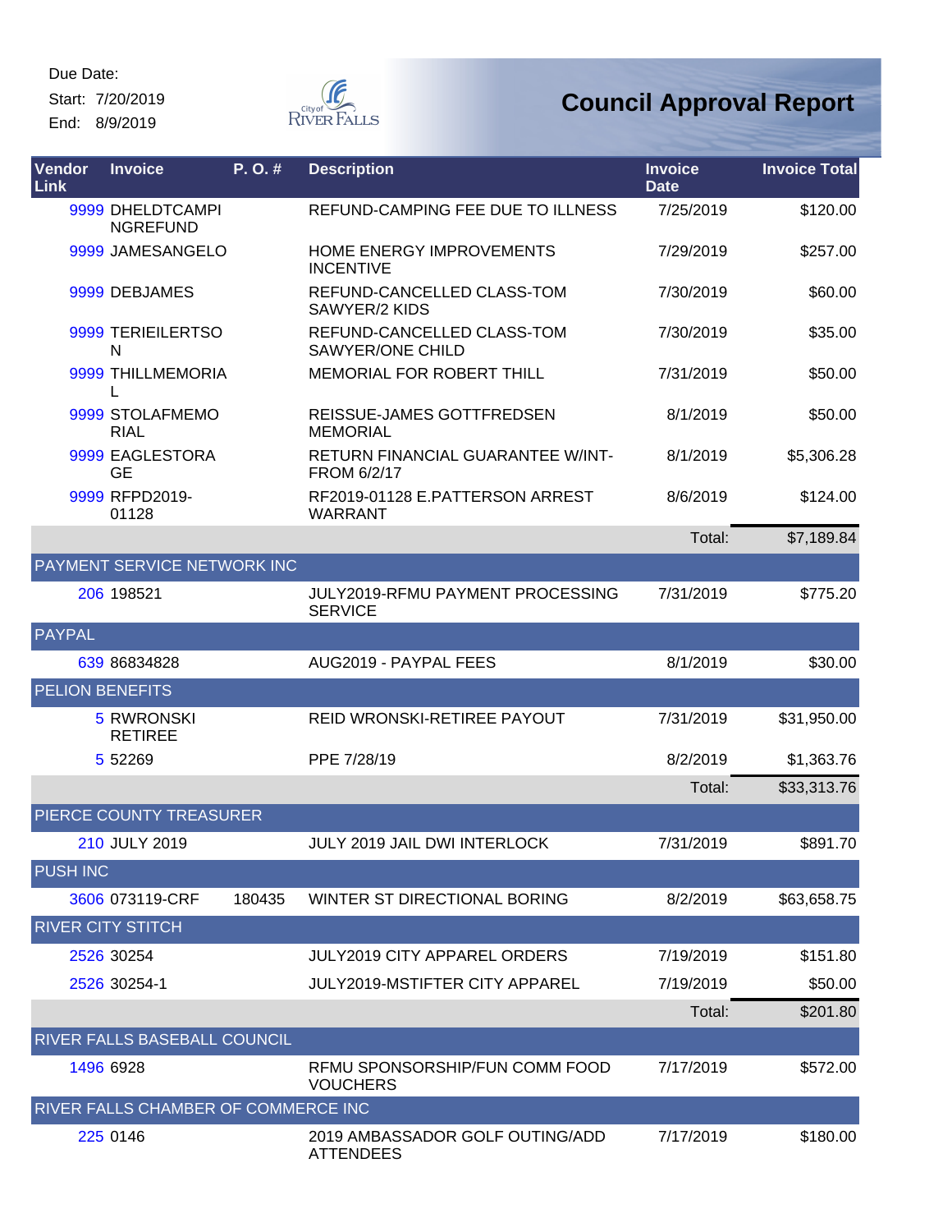Due Date:

Start: 7/20/2019

End: 8/9/2019

# Council Approval Report

| Vendor Link | Invoice | P. O. # | Description | Invoice Date | Invoice Total |
|---|---|---|---|---|---|
| 9999 | DHELDTCAMPINGREFUND | | REFUND-CAMPING FEE DUE TO ILLNESS | 7/25/2019 | $120.00 |
| 9999 | JAMESANGELO | | HOME ENERGY IMPROVEMENTS INCENTIVE | 7/29/2019 | $257.00 |
| 9999 | DEBJAMES | | REFUND-CANCELLED CLASS-TOM SAWYER/2 KIDS | 7/30/2019 | $60.00 |
| 9999 | TERIEILERTSON | | REFUND-CANCELLED CLASS-TOM SAWYER/ONE CHILD | 7/30/2019 | $35.00 |
| 9999 | THILLMEMORIAL | | MEMORIAL FOR ROBERT THILL | 7/31/2019 | $50.00 |
| 9999 | STOLAFMEMORIAL | | REISSUE-JAMES GOTTFREDSEN MEMORIAL | 8/1/2019 | $50.00 |
| 9999 | EAGLESTORAGE | | RETURN FINANCIAL GUARANTEE W/INT-FROM 6/2/17 | 8/1/2019 | $5,306.28 |
| 9999 | RFPD2019-01128 | | RF2019-01128 E.PATTERSON ARREST WARRANT | 8/6/2019 | $124.00 |
| | | | | Total: | $7,189.84 |
| PAYMENT SERVICE NETWORK INC | | | | | |
| 206 | 198521 | | JULY2019-RFMU PAYMENT PROCESSING SERVICE | 7/31/2019 | $775.20 |
| PAYPAL | | | | | |
| 639 | 86834828 | | AUG2019 - PAYPAL FEES | 8/1/2019 | $30.00 |
| PELION BENEFITS | | | | | |
| 5 | RWRONSKI RETIREE | | REID WRONSKI-RETIREE PAYOUT | 7/31/2019 | $31,950.00 |
| 5 | 52269 | | PPE 7/28/19 | 8/2/2019 | $1,363.76 |
| | | | | Total: | $33,313.76 |
| PIERCE COUNTY TREASURER | | | | | |
| 210 | JULY 2019 | | JULY 2019 JAIL DWI INTERLOCK | 7/31/2019 | $891.70 |
| PUSH INC | | | | | |
| 3606 | 073119-CRF | 180435 | WINTER ST DIRECTIONAL BORING | 8/2/2019 | $63,658.75 |
| RIVER CITY STITCH | | | | | |
| 2526 | 30254 | | JULY2019 CITY APPAREL ORDERS | 7/19/2019 | $151.80 |
| 2526 | 30254-1 | | JULY2019-MSTIFTER CITY APPAREL | 7/19/2019 | $50.00 |
| | | | | Total: | $201.80 |
| RIVER FALLS BASEBALL COUNCIL | | | | | |
| 1496 | 6928 | | RFMU SPONSORSHIP/FUN COMM FOOD VOUCHERS | 7/17/2019 | $572.00 |
| RIVER FALLS CHAMBER OF COMMERCE INC | | | | | |
| 225 | 0146 | | 2019 AMBASSADOR GOLF OUTING/ADD ATTENDEES | 7/17/2019 | $180.00 |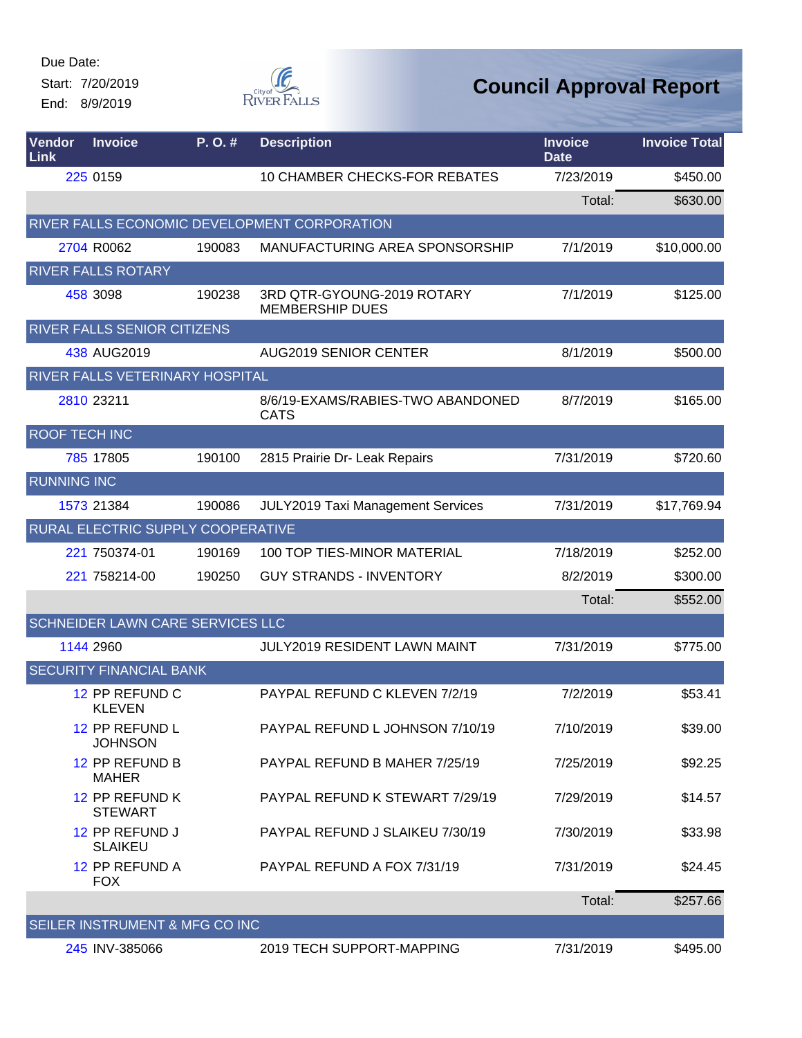Due Date:

Start: 7/20/2019

End: 8/9/2019

# Council Approval Report

| Vendor Link | Invoice | P. O. # | Description | Invoice Date | Invoice Total |
|---|---|---|---|---|---|
| 225 | 0159 | | 10 CHAMBER CHECKS-FOR REBATES | 7/23/2019 | $450.00 |
| | | | | Total: | $630.00 |
| RIVER FALLS ECONOMIC DEVELOPMENT CORPORATION | | | | | |
| 2704 | R0062 | 190083 | MANUFACTURING AREA SPONSORSHIP | 7/1/2019 | $10,000.00 |
| RIVER FALLS ROTARY | | | | | |
| 458 | 3098 | 190238 | 3RD QTR-GYOUNG-2019 ROTARY MEMBERSHIP DUES | 7/1/2019 | $125.00 |
| RIVER FALLS SENIOR CITIZENS | | | | | |
| 438 | AUG2019 | | AUG2019 SENIOR CENTER | 8/1/2019 | $500.00 |
| RIVER FALLS VETERINARY HOSPITAL | | | | | |
| 2810 | 23211 | | 8/6/19-EXAMS/RABIES-TWO ABANDONED CATS | 8/7/2019 | $165.00 |
| ROOF TECH INC | | | | | |
| 785 | 17805 | 190100 | 2815 Prairie Dr- Leak Repairs | 7/31/2019 | $720.60 |
| RUNNING INC | | | | | |
| 1573 | 21384 | 190086 | JULY2019 Taxi Management Services | 7/31/2019 | $17,769.94 |
| RURAL ELECTRIC SUPPLY COOPERATIVE | | | | | |
| 221 | 750374-01 | 190169 | 100 TOP TIES-MINOR MATERIAL | 7/18/2019 | $252.00 |
| 221 | 758214-00 | 190250 | GUY STRANDS - INVENTORY | 8/2/2019 | $300.00 |
| | | | | Total: | $552.00 |
| SCHNEIDER LAWN CARE SERVICES LLC | | | | | |
| 1144 | 2960 | | JULY2019 RESIDENT LAWN MAINT | 7/31/2019 | $775.00 |
| SECURITY FINANCIAL BANK | | | | | |
| 12 | PP REFUND C KLEVEN | | PAYPAL REFUND C KLEVEN 7/2/19 | 7/2/2019 | $53.41 |
| 12 | PP REFUND L JOHNSON | | PAYPAL REFUND L JOHNSON 7/10/19 | 7/10/2019 | $39.00 |
| 12 | PP REFUND B MAHER | | PAYPAL REFUND B MAHER 7/25/19 | 7/25/2019 | $92.25 |
| 12 | PP REFUND K STEWART | | PAYPAL REFUND K STEWART 7/29/19 | 7/29/2019 | $14.57 |
| 12 | PP REFUND J SLAIKEU | | PAYPAL REFUND J SLAIKEU 7/30/19 | 7/30/2019 | $33.98 |
| 12 | PP REFUND A FOX | | PAYPAL REFUND A FOX 7/31/19 | 7/31/2019 | $24.45 |
| | | | | Total: | $257.66 |
| SEILER INSTRUMENT & MFG CO INC | | | | | |
| 245 | INV-385066 | | 2019 TECH SUPPORT-MAPPING | 7/31/2019 | $495.00 |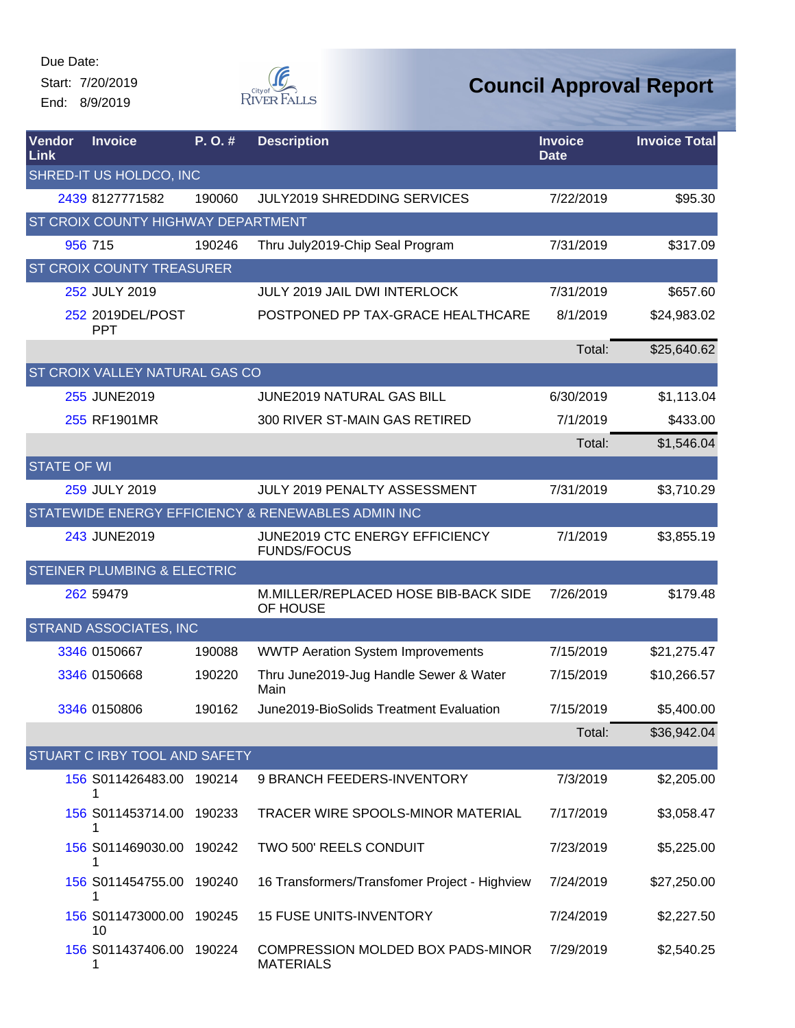Due Date:
Start: 7/20/2019
End: 8/9/2019

# Council Approval Report

| Vendor Link | Invoice | P. O. # | Description | Invoice Date | Invoice Total |
|---|---|---|---|---|---|
| SHRED-IT US HOLDCO, INC | | | | | |
| 2439 | 8127771582 | 190060 | JULY2019 SHREDDING SERVICES | 7/22/2019 | $95.30 |
| ST CROIX COUNTY HIGHWAY DEPARTMENT | | | | | |
| 956 | 715 | 190246 | Thru July2019-Chip Seal Program | 7/31/2019 | $317.09 |
| ST CROIX COUNTY TREASURER | | | | | |
| 252 | JULY 2019 | | JULY 2019 JAIL DWI INTERLOCK | 7/31/2019 | $657.60 |
| 252 | 2019DEL/POST PPT | | POSTPONED PP TAX-GRACE HEALTHCARE | 8/1/2019 | $24,983.02 |
| | | | | Total: | $25,640.62 |
| ST CROIX VALLEY NATURAL GAS CO | | | | | |
| 255 | JUNE2019 | | JUNE2019 NATURAL GAS BILL | 6/30/2019 | $1,113.04 |
| 255 | RF1901MR | | 300 RIVER ST-MAIN GAS RETIRED | 7/1/2019 | $433.00 |
| | | | | Total: | $1,546.04 |
| STATE OF WI | | | | | |
| 259 | JULY 2019 | | JULY 2019 PENALTY ASSESSMENT | 7/31/2019 | $3,710.29 |
| STATEWIDE ENERGY EFFICIENCY & RENEWABLES ADMIN INC | | | | | |
| 243 | JUNE2019 | | JUNE2019 CTC ENERGY EFFICIENCY FUNDS/FOCUS | 7/1/2019 | $3,855.19 |
| STEINER PLUMBING & ELECTRIC | | | | | |
| 262 | 59479 | | M.MILLER/REPLACED HOSE BIB-BACK SIDE OF HOUSE | 7/26/2019 | $179.48 |
| STRAND ASSOCIATES, INC | | | | | |
| 3346 | 0150667 | 190088 | WWTP Aeration System Improvements | 7/15/2019 | $21,275.47 |
| 3346 | 0150668 | 190220 | Thru June2019-Jug Handle Sewer & Water Main | 7/15/2019 | $10,266.57 |
| 3346 | 0150806 | 190162 | June2019-BioSolids Treatment Evaluation | 7/15/2019 | $5,400.00 |
| | | | | Total: | $36,942.04 |
| STUART C IRBY TOOL AND SAFETY | | | | | |
| 156 | S011426483.001 | 190214 | 9 BRANCH FEEDERS-INVENTORY | 7/3/2019 | $2,205.00 |
| 156 | S011453714.001 | 190233 | TRACER WIRE SPOOLS-MINOR MATERIAL | 7/17/2019 | $3,058.47 |
| 156 | S011469030.001 | 190242 | TWO 500' REELS CONDUIT | 7/23/2019 | $5,225.00 |
| 156 | S011454755.001 | 190240 | 16 Transformers/Transfomer Project - Highview | 7/24/2019 | $27,250.00 |
| 156 | S011473000.0010 | 190245 | 15 FUSE UNITS-INVENTORY | 7/24/2019 | $2,227.50 |
| 156 | S011437406.001 | 190224 | COMPRESSION MOLDED BOX PADS-MINOR MATERIALS | 7/29/2019 | $2,540.25 |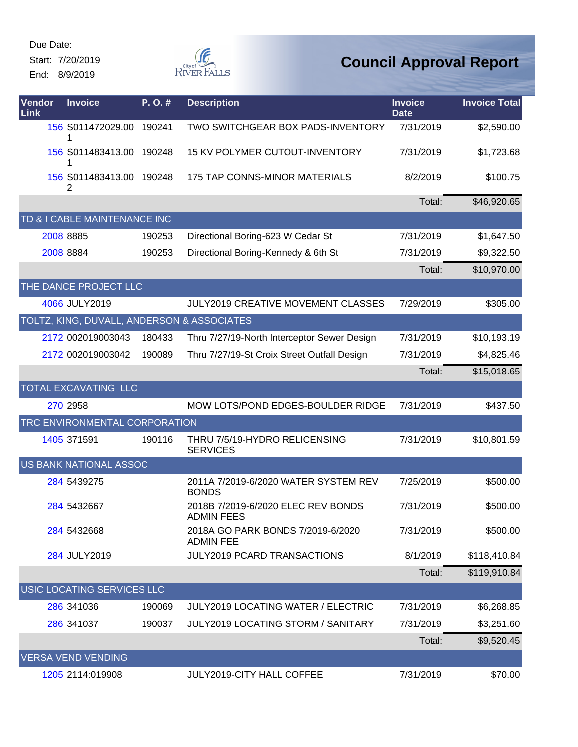Due Date:
Start: 7/20/2019
End: 8/9/2019

# Council Approval Report

| Vendor Link | Invoice | P. O. # | Description | Invoice Date | Invoice Total |
|---|---|---|---|---|---|
| 156 | S011472029.001 | 190241 | TWO SWITCHGEAR BOX PADS-INVENTORY | 7/31/2019 | $2,590.00 |
| 156 | S011483413.001 | 190248 | 15 KV POLYMER CUTOUT-INVENTORY | 7/31/2019 | $1,723.68 |
| 156 | S011483413.002 | 190248 | 175 TAP CONNS-MINOR MATERIALS | 8/2/2019 | $100.75 |
| | | | | Total: | $46,920.65 |
| TD & I CABLE MAINTENANCE INC | | | | | |
| 2008 | 8885 | 190253 | Directional Boring-623 W Cedar St | 7/31/2019 | $1,647.50 |
| 2008 | 8884 | 190253 | Directional Boring-Kennedy & 6th St | 7/31/2019 | $9,322.50 |
| | | | | Total: | $10,970.00 |
| THE DANCE PROJECT LLC | | | | | |
| 4066 | JULY2019 | | JULY2019 CREATIVE MOVEMENT CLASSES | 7/29/2019 | $305.00 |
| TOLTZ, KING, DUVALL, ANDERSON & ASSOCIATES | | | | | |
| 2172 | 002019003043 | 180433 | Thru 7/27/19-North Interceptor Sewer Design | 7/31/2019 | $10,193.19 |
| 2172 | 002019003042 | 190089 | Thru 7/27/19-St Croix Street Outfall Design | 7/31/2019 | $4,825.46 |
| | | | | Total: | $15,018.65 |
| TOTAL EXCAVATING LLC | | | | | |
| 270 | 2958 | | MOW LOTS/POND EDGES-BOULDER RIDGE | 7/31/2019 | $437.50 |
| TRC ENVIRONMENTAL CORPORATION | | | | | |
| 1405 | 371591 | 190116 | THRU 7/5/19-HYDRO RELICENSING SERVICES | 7/31/2019 | $10,801.59 |
| US BANK NATIONAL ASSOC | | | | | |
| 284 | 5439275 | | 2011A 7/2019-6/2020 WATER SYSTEM REV BONDS | 7/25/2019 | $500.00 |
| 284 | 5432667 | | 2018B 7/2019-6/2020 ELEC REV BONDS ADMIN FEES | 7/31/2019 | $500.00 |
| 284 | 5432668 | | 2018A GO PARK BONDS 7/2019-6/2020 ADMIN FEE | 7/31/2019 | $500.00 |
| 284 | JULY2019 | | JULY2019 PCARD TRANSACTIONS | 8/1/2019 | $118,410.84 |
| | | | | Total: | $119,910.84 |
| USIC LOCATING SERVICES LLC | | | | | |
| 286 | 341036 | 190069 | JULY2019 LOCATING WATER / ELECTRIC | 7/31/2019 | $6,268.85 |
| 286 | 341037 | 190037 | JULY2019 LOCATING STORM / SANITARY | 7/31/2019 | $3,251.60 |
| | | | | Total: | $9,520.45 |
| VERSA VEND VENDING | | | | | |
| 1205 | 2114:019908 | | JULY2019-CITY HALL COFFEE | 7/31/2019 | $70.00 |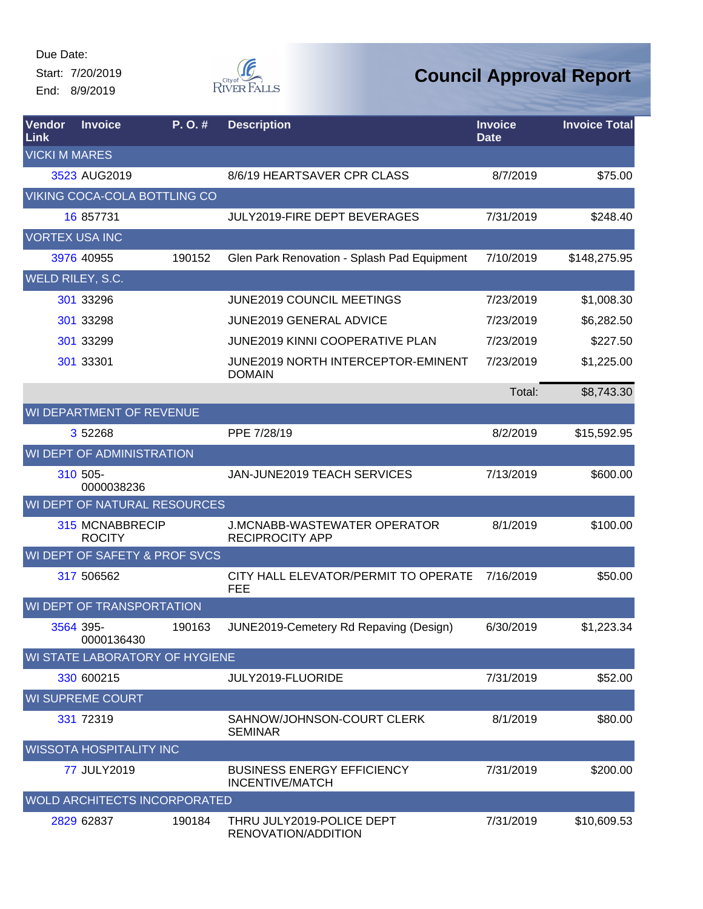Due Date:

Start: 7/20/2019

End: 8/9/2019

# Council Approval Report

| Vendor Link | Invoice | P. O. # | Description | Invoice Date | Invoice Total |
|---|---|---|---|---|---|
| VICKI M MARES | | | | | |
| 3523 | AUG2019 | | 8/6/19 HEARTSAVER CPR CLASS | 8/7/2019 | $75.00 |
| VIKING COCA-COLA BOTTLING CO | | | | | |
| 16 | 857731 | | JULY2019-FIRE DEPT BEVERAGES | 7/31/2019 | $248.40 |
| VORTEX USA INC | | | | | |
| 3976 | 40955 | 190152 | Glen Park Renovation - Splash Pad Equipment | 7/10/2019 | $148,275.95 |
| WELD RILEY, S.C. | | | | | |
| 301 | 33296 | | JUNE2019 COUNCIL MEETINGS | 7/23/2019 | $1,008.30 |
| 301 | 33298 | | JUNE2019 GENERAL ADVICE | 7/23/2019 | $6,282.50 |
| 301 | 33299 | | JUNE2019 KINNI COOPERATIVE PLAN | 7/23/2019 | $227.50 |
| 301 | 33301 | | JUNE2019 NORTH INTERCEPTOR-EMINENT DOMAIN | 7/23/2019 | $1,225.00 |
| | | | | Total: | $8,743.30 |
| WI DEPARTMENT OF REVENUE | | | | | |
| 3 | 52268 | | PPE 7/28/19 | 8/2/2019 | $15,592.95 |
| WI DEPT OF ADMINISTRATION | | | | | |
| 310 | 505-0000038236 | | JAN-JUNE2019 TEACH SERVICES | 7/13/2019 | $600.00 |
| WI DEPT OF NATURAL RESOURCES | | | | | |
| 315 | MCNABBRECIPROCITY | | J.MCNABB-WASTEWATER OPERATOR RECIPROCITY APP | 8/1/2019 | $100.00 |
| WI DEPT OF SAFETY & PROF SVCS | | | | | |
| 317 | 506562 | | CITY HALL ELEVATOR/PERMIT TO OPERATE FEE | 7/16/2019 | $50.00 |
| WI DEPT OF TRANSPORTATION | | | | | |
| 3564 | 395-0000136430 | 190163 | JUNE2019-Cemetery Rd Repaving (Design) | 6/30/2019 | $1,223.34 |
| WI STATE LABORATORY OF HYGIENE | | | | | |
| 330 | 600215 | | JULY2019-FLUORIDE | 7/31/2019 | $52.00 |
| WI SUPREME COURT | | | | | |
| 331 | 72319 | | SAHNOW/JOHNSON-COURT CLERK SEMINAR | 8/1/2019 | $80.00 |
| WISSOTA HOSPITALITY INC | | | | | |
| 77 | JULY2019 | | BUSINESS ENERGY EFFICIENCY INCENTIVE/MATCH | 7/31/2019 | $200.00 |
| WOLD ARCHITECTS INCORPORATED | | | | | |
| 2829 | 62837 | 190184 | THRU JULY2019-POLICE DEPT RENOVATION/ADDITION | 7/31/2019 | $10,609.53 |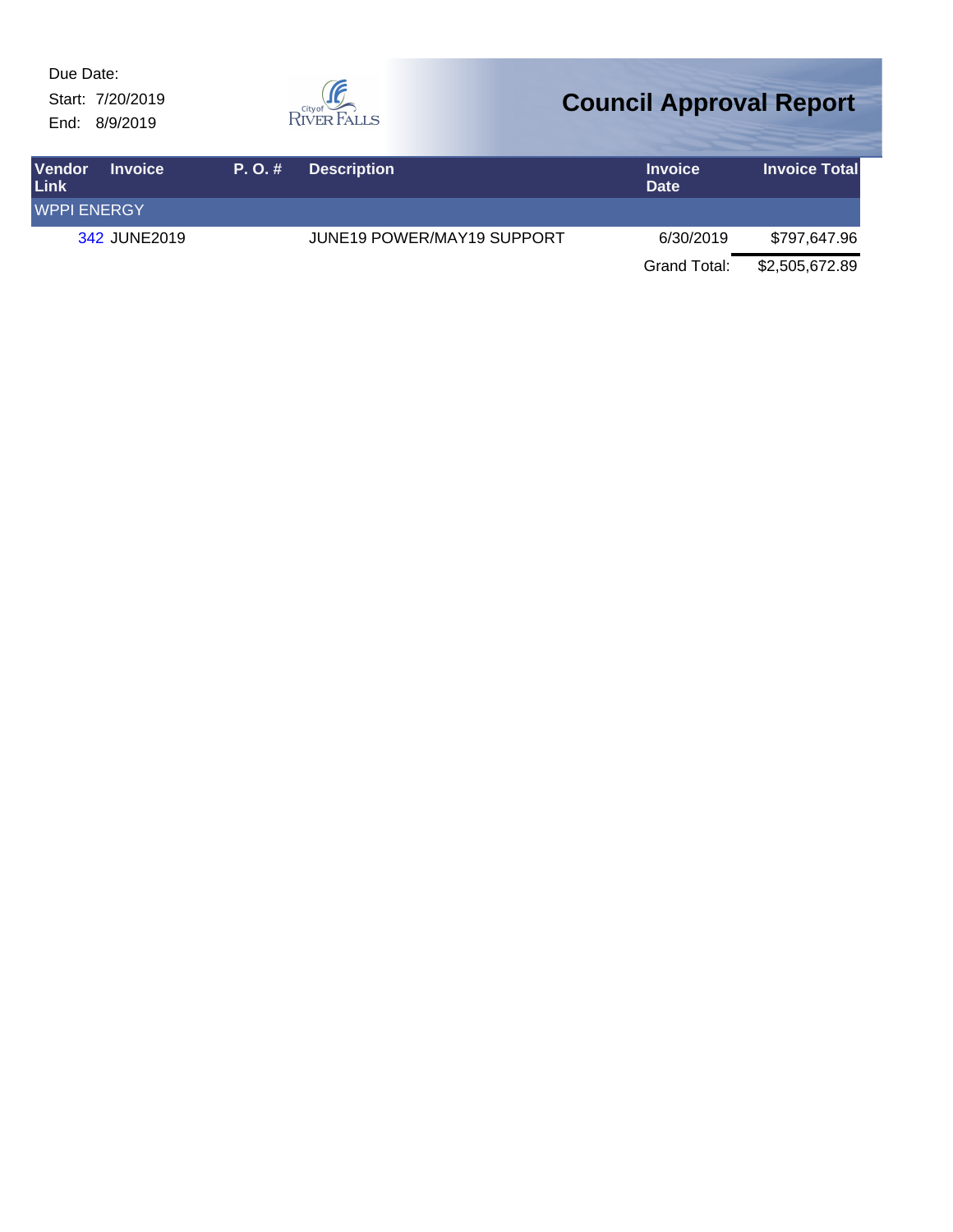Due Date:

Start: 7/20/2019

End: 8/9/2019

City of River Falls

# Council Approval Report

| Vendor Link | Invoice | P. O. # | Description | Invoice Date | Invoice Total |
| --- | --- | --- | --- | --- | --- |
| WPPI ENERGY | | | | | |
| 342 | JUNE2019 | | JUNE19 POWER/MAY19 SUPPORT | 6/30/2019 | $797,647.96 |
| | | | | Grand Total: | $2,505,672.89 |